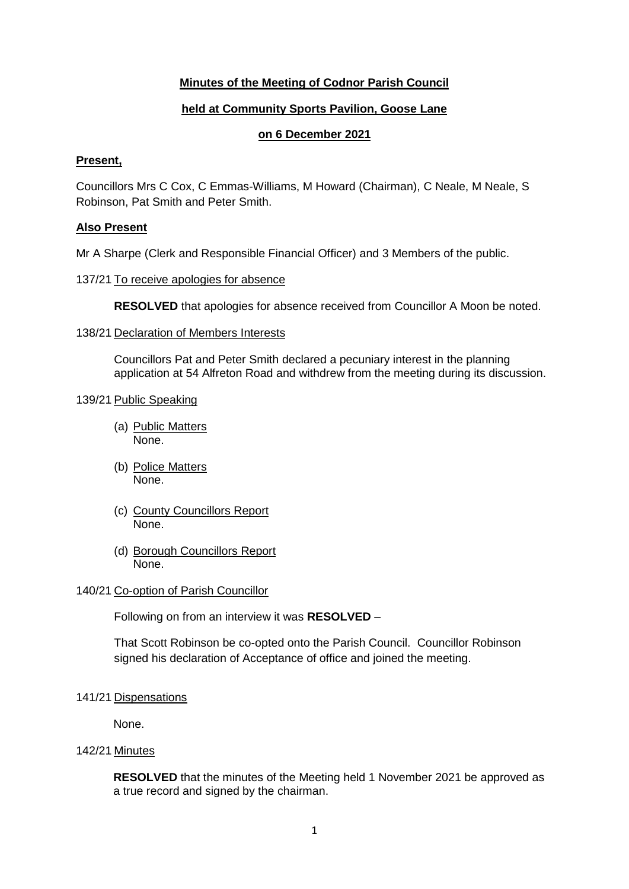# Minutes of the Meeting of Codnor Parish Council

## held at Community Sports Pavilion, Goose Lane

## on 6 December 2021

**Present,**

Councillors Mrs C Cox, C Emmas-Williams, M Howard (Chairman), C Neale, M Neale, S Robinson, Pat Smith and Peter Smith.

**Also Present**

Mr A Sharpe (Clerk and Responsible Financial Officer) and 3 Members of the public.

137/21 To receive apologies for absence

**RESOLVED** that apologies for absence received from Councillor A Moon be noted.

138/21 Declaration of Members Interests

Councillors Pat and Peter Smith declared a pecuniary interest in the planning application at 54 Alfreton Road and withdrew from the meeting during its discussion.

139/21 Public Speaking

(a) Public Matters
None.

(b) Police Matters
None.

(c) County Councillors Report
None.

(d) Borough Councillors Report
None.

140/21 Co-option of Parish Councillor

Following on from an interview it was **RESOLVED** –

That Scott Robinson be co-opted onto the Parish Council. Councillor Robinson signed his declaration of Acceptance of office and joined the meeting.

141/21 Dispensations

None.

142/21 Minutes

**RESOLVED** that the minutes of the Meeting held 1 November 2021 be approved as a true record and signed by the chairman.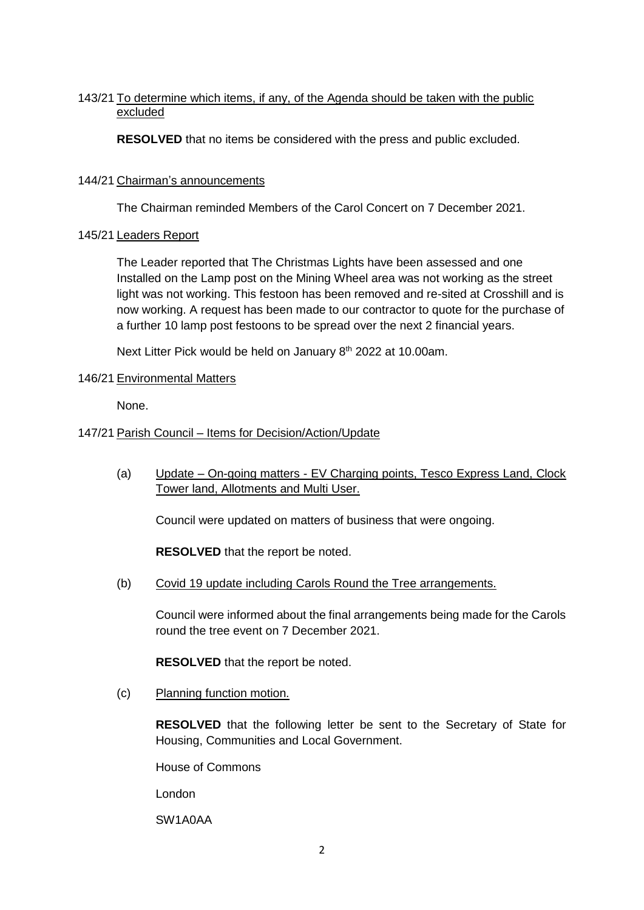143/21 <u>To determine which items, if any, of the Agenda should be taken with the public excluded</u>

**RESOLVED** that no items be considered with the press and public excluded.

144/21 <u>Chairman's announcements</u>

The Chairman reminded Members of the Carol Concert on 7 December 2021.

145/21 <u>Leaders Report</u>

The Leader reported that The Christmas Lights have been assessed and one Installed on the Lamp post on the Mining Wheel area was not working as the street light was not working. This festoon has been removed and re-sited at Crosshill and is now working. A request has been made to our contractor to quote for the purchase of a further 10 lamp post festoons to be spread over the next 2 financial years.

Next Litter Pick would be held on January 8th 2022 at 10.00am.

146/21 <u>Environmental Matters</u>

None.

147/21 <u>Parish Council – Items for Decision/Action/Update</u>

(a) <u>Update – On-going matters - EV Charging points, Tesco Express Land, Clock Tower land, Allotments and Multi User.</u>

Council were updated on matters of business that were ongoing.

**RESOLVED** that the report be noted.

(b) <u>Covid 19 update including Carols Round the Tree arrangements.</u>

Council were informed about the final arrangements being made for the Carols round the tree event on 7 December 2021.

**RESOLVED** that the report be noted.

(c) <u>Planning function motion.</u>

**RESOLVED** that the following letter be sent to the Secretary of State for Housing, Communities and Local Government.

House of Commons

London

SW1A0AA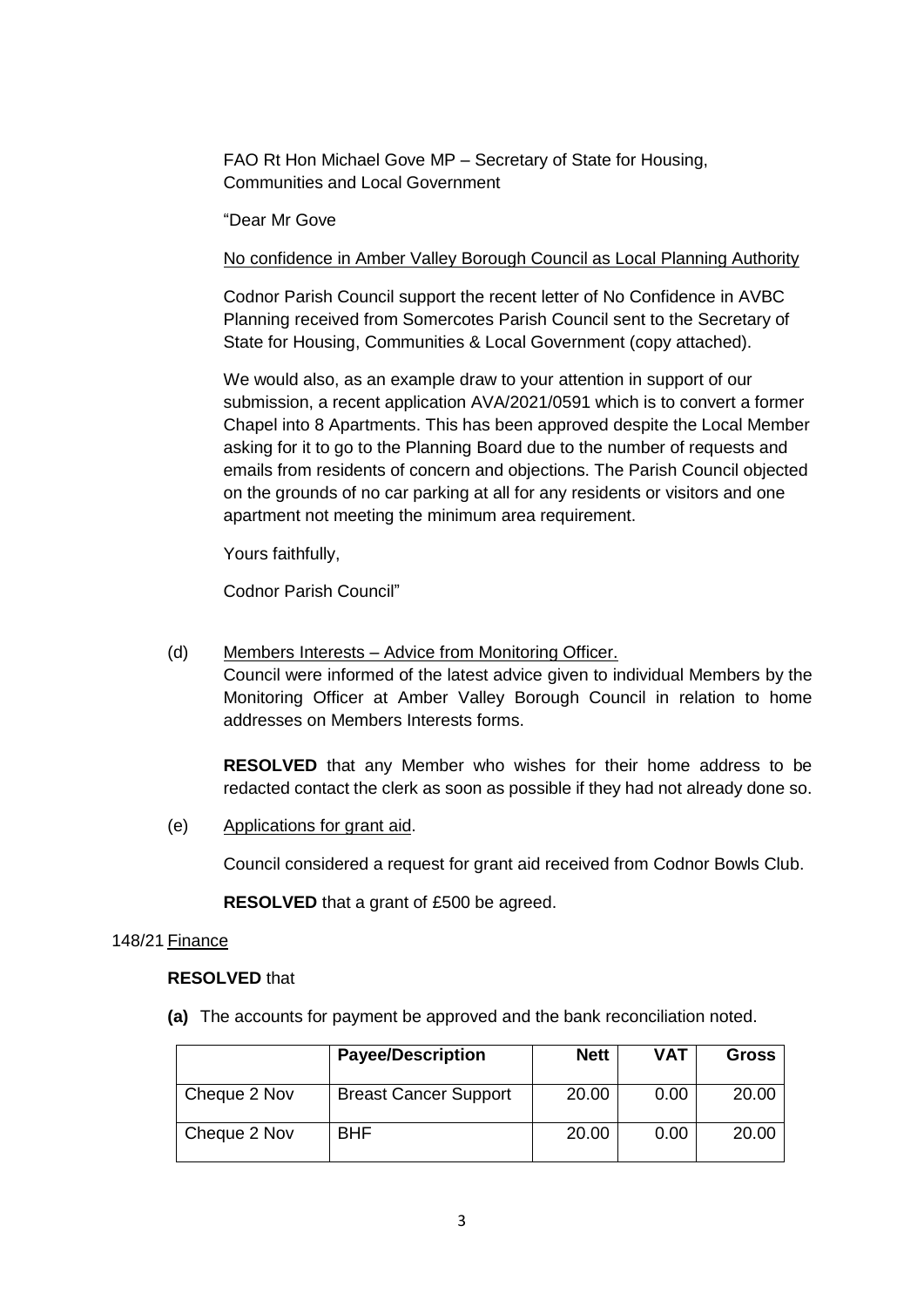FAO Rt Hon Michael Gove MP – Secretary of State for Housing, Communities and Local Government

"Dear Mr Gove

No confidence in Amber Valley Borough Council as Local Planning Authority

Codnor Parish Council support the recent letter of No Confidence in AVBC Planning received from Somercotes Parish Council sent to the Secretary of State for Housing, Communities & Local Government (copy attached).

We would also, as an example draw to your attention in support of our submission, a recent application AVA/2021/0591 which is to convert a former Chapel into 8 Apartments. This has been approved despite the Local Member asking for it to go to the Planning Board due to the number of requests and emails from residents of concern and objections. The Parish Council objected on the grounds of no car parking at all for any residents or visitors and one apartment not meeting the minimum area requirement.

Yours faithfully,

Codnor Parish Council"

(d) Members Interests – Advice from Monitoring Officer.

Council were informed of the latest advice given to individual Members by the Monitoring Officer at Amber Valley Borough Council in relation to home addresses on Members Interests forms.

**RESOLVED** that any Member who wishes for their home address to be redacted contact the clerk as soon as possible if they had not already done so.

(e) Applications for grant aid.

Council considered a request for grant aid received from Codnor Bowls Club.

**RESOLVED** that a grant of £500 be agreed.

148/21 Finance

**RESOLVED** that

**(a)** The accounts for payment be approved and the bank reconciliation noted.

| | **Payee/Description** | **Nett** | **VAT** | **Gross** |
|---|---|---|---|---|
| Cheque 2 Nov | Breast Cancer Support | 20.00 | 0.00 | 20.00 |
| Cheque 2 Nov | BHF | 20.00 | 0.00 | 20.00 |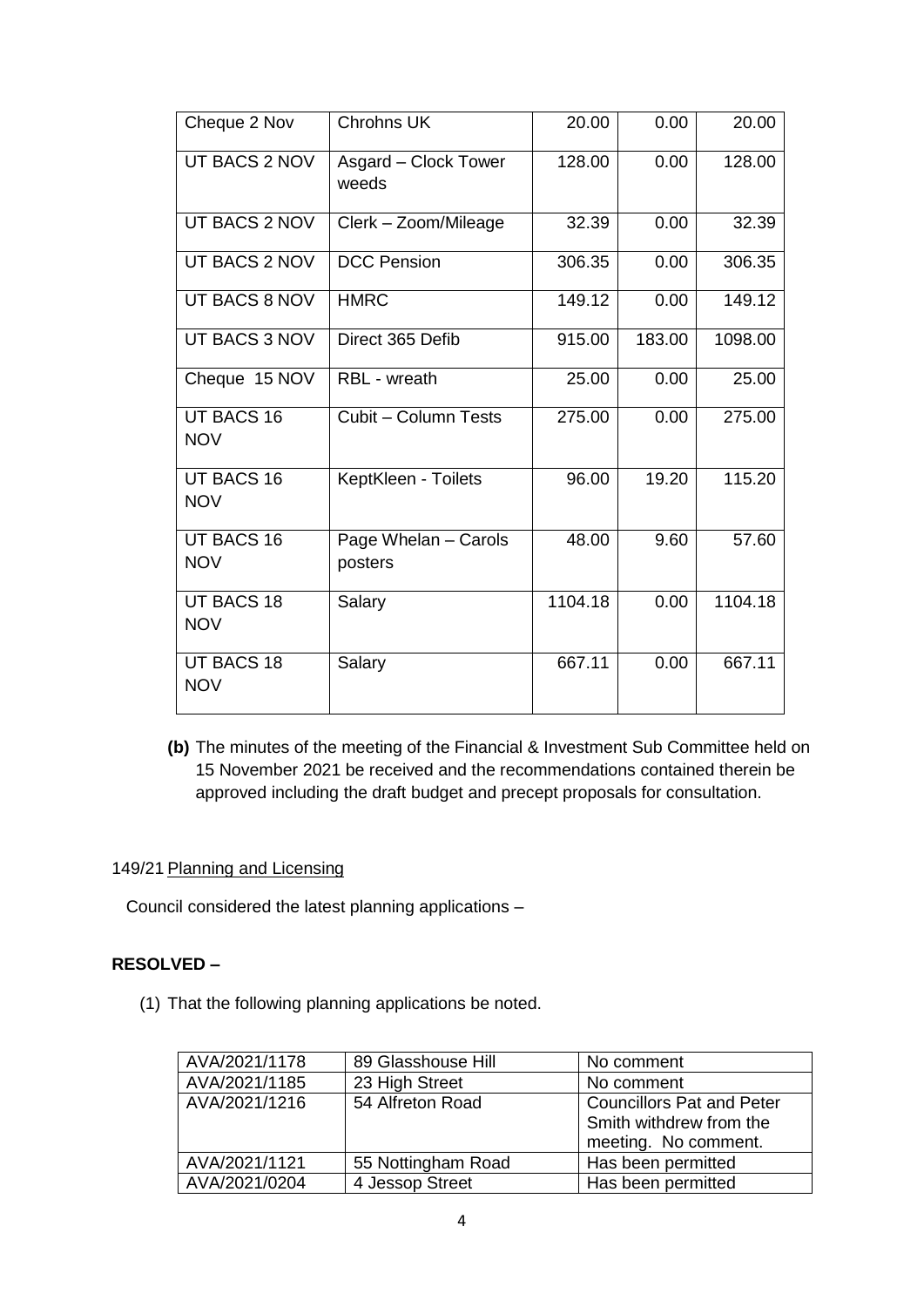| | | | | |
|---|---|---|---|---|
| Cheque 2 Nov | Chrohns UK | 20.00 | 0.00 | 20.00 |
| UT BACS 2 NOV | Asgard – Clock Tower weeds | 128.00 | 0.00 | 128.00 |
| UT BACS 2 NOV | Clerk – Zoom/Mileage | 32.39 | 0.00 | 32.39 |
| UT BACS 2 NOV | DCC Pension | 306.35 | 0.00 | 306.35 |
| UT BACS 8 NOV | HMRC | 149.12 | 0.00 | 149.12 |
| UT BACS 3 NOV | Direct 365 Defib | 915.00 | 183.00 | 1098.00 |
| Cheque 15 NOV | RBL - wreath | 25.00 | 0.00 | 25.00 |
| UT BACS 16 NOV | Cubit – Column Tests | 275.00 | 0.00 | 275.00 |
| UT BACS 16 NOV | KeptKleen - Toilets | 96.00 | 19.20 | 115.20 |
| UT BACS 16 NOV | Page Whelan – Carols posters | 48.00 | 9.60 | 57.60 |
| UT BACS 18 NOV | Salary | 1104.18 | 0.00 | 1104.18 |
| UT BACS 18 NOV | Salary | 667.11 | 0.00 | 667.11 |

**(b)** The minutes of the meeting of the Financial & Investment Sub Committee held on 15 November 2021 be received and the recommendations contained therein be approved including the draft budget and precept proposals for consultation.

149/21 Planning and Licensing

Council considered the latest planning applications –

**RESOLVED –**

(1) That the following planning applications be noted.

| | | |
|---|---|---|
| AVA/2021/1178 | 89 Glasshouse Hill | No comment |
| AVA/2021/1185 | 23 High Street | No comment |
| AVA/2021/1216 | 54 Alfreton Road | Councillors Pat and Peter Smith withdrew from the meeting. No comment. |
| AVA/2021/1121 | 55 Nottingham Road | Has been permitted |
| AVA/2021/0204 | 4 Jessop Street | Has been permitted |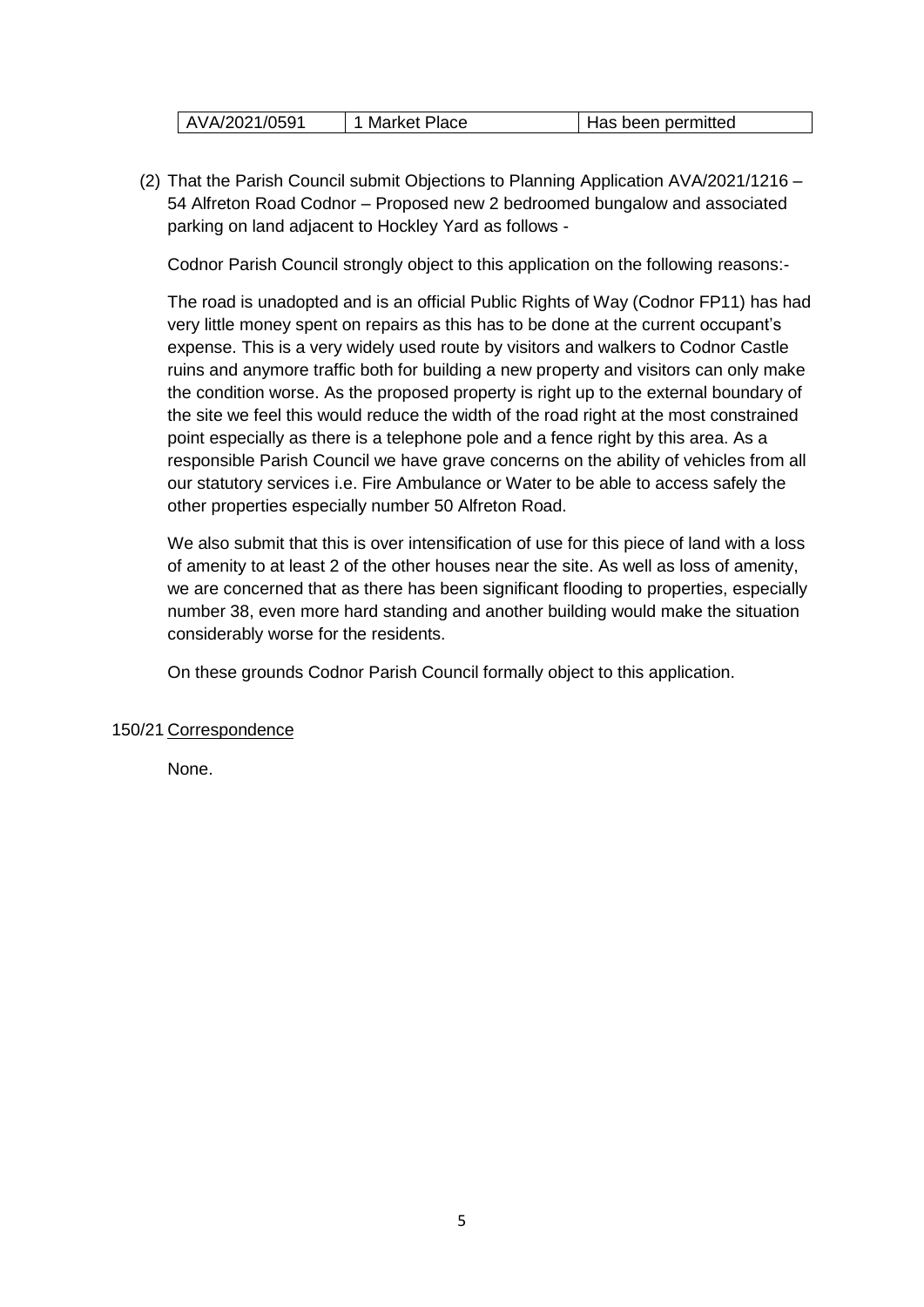| | | |
|---|---|---|
| AVA/2021/0591 | 1 Market Place | Has been permitted |

(2) That the Parish Council submit Objections to Planning Application AVA/2021/1216 – 54 Alfreton Road Codnor – Proposed new 2 bedroomed bungalow and associated parking on land adjacent to Hockley Yard as follows -

Codnor Parish Council strongly object to this application on the following reasons:-

The road is unadopted and is an official Public Rights of Way (Codnor FP11) has had very little money spent on repairs as this has to be done at the current occupant's expense. This is a very widely used route by visitors and walkers to Codnor Castle ruins and anymore traffic both for building a new property and visitors can only make the condition worse. As the proposed property is right up to the external boundary of the site we feel this would reduce the width of the road right at the most constrained point especially as there is a telephone pole and a fence right by this area. As a responsible Parish Council we have grave concerns on the ability of vehicles from all our statutory services i.e. Fire Ambulance or Water to be able to access safely the other properties especially number 50 Alfreton Road.

We also submit that this is over intensification of use for this piece of land with a loss of amenity to at least 2 of the other houses near the site. As well as loss of amenity, we are concerned that as there has been significant flooding to properties, especially number 38, even more hard standing and another building would make the situation considerably worse for the residents.

On these grounds Codnor Parish Council formally object to this application.

150/21 Correspondence

None.